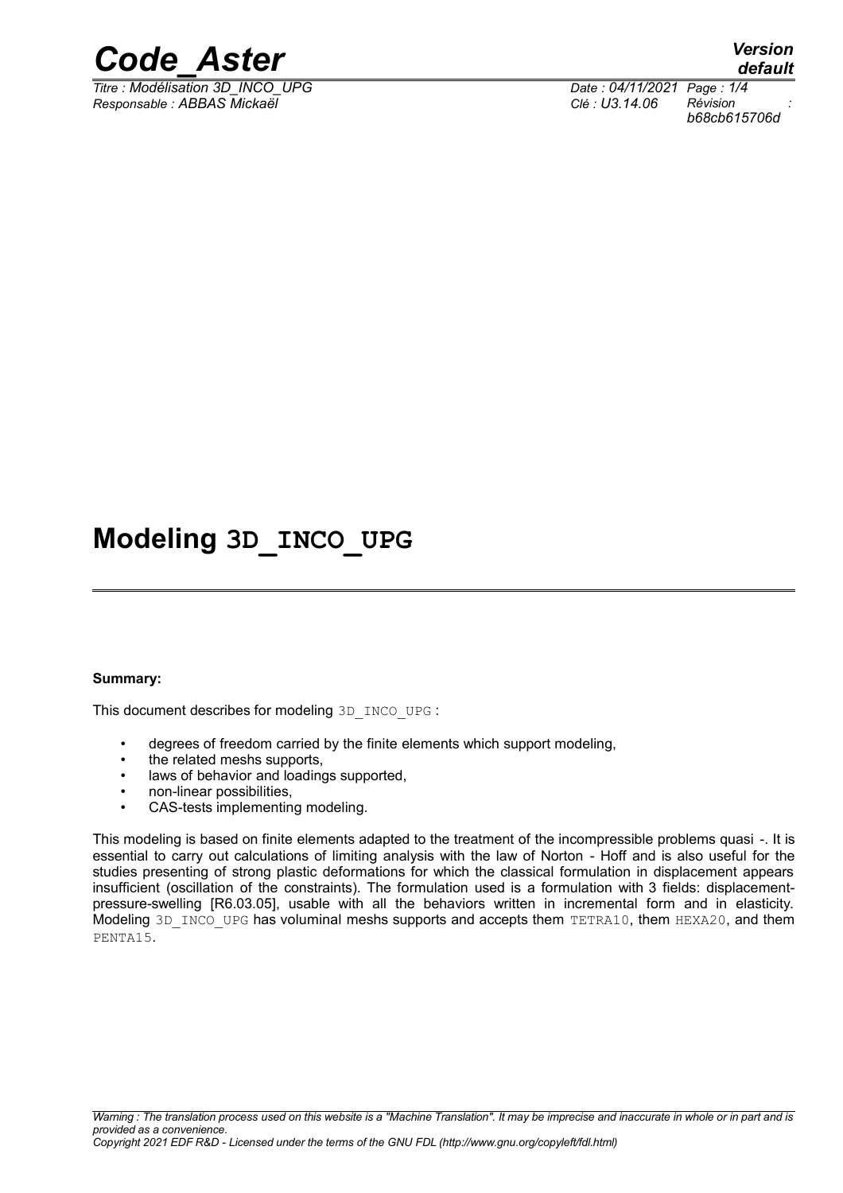# Modeling 3D_INCO_UPG

**Summary:**

This document describes for modeling 3D_INCO_UPG :

- degrees of freedom carried by the finite elements which support modeling,
- the related meshs supports,
- laws of behavior and loadings supported,
- non-linear possibilities,
- CAS-tests implementing modeling.

This modeling is based on finite elements adapted to the treatment of the incompressible problems quasi -. It is essential to carry out calculations of limiting analysis with the law of Norton - Hoff and is also useful for the studies presenting of strong plastic deformations for which the classical formulation in displacement appears insufficient (oscillation of the constraints). The formulation used is a formulation with 3 fields: displacement-pressure-swelling [R6.03.05], usable with all the behaviors written in incremental form and in elasticity. Modeling 3D_INCO_UPG has voluminal meshs supports and accepts them TETRA10, them HEXA20, and them PENTA15.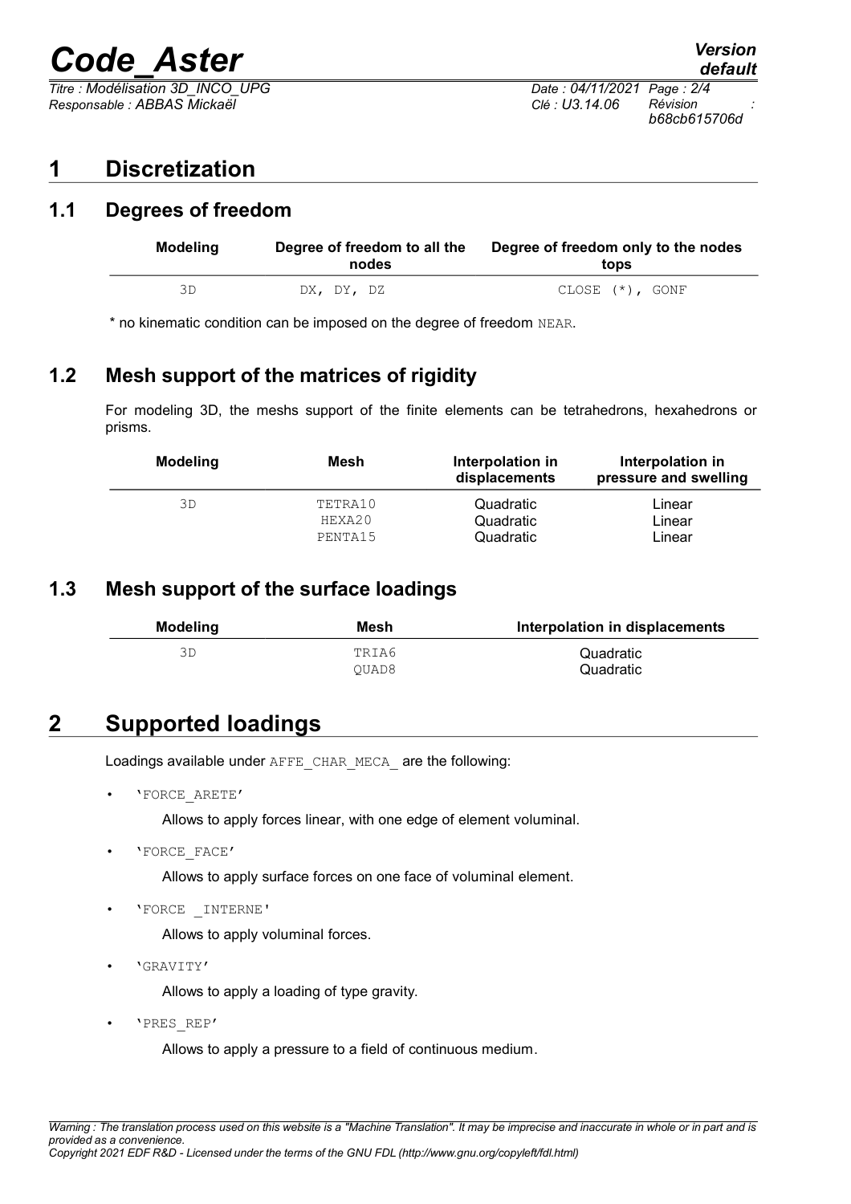# 1 Discretization

## 1.1 Degrees of freedom

| Modeling | Degree of freedom to all the nodes | Degree of freedom only to the nodes tops |
|---|---|---|
| 3D | DX, DY, DZ | CLOSE (*), GONF |

* no kinematic condition can be imposed on the degree of freedom NEAR.

## 1.2 Mesh support of the matrices of rigidity

For modeling 3D, the meshs support of the finite elements can be tetrahedrons, hexahedrons or prisms.

| Modeling | Mesh | Interpolation in displacements | Interpolation in pressure and swelling |
|---|---|---|---|
| 3D | TETRA10 | Quadratic | Linear |
| | HEXA20 | Quadratic | Linear |
| | PENTA15 | Quadratic | Linear |

## 1.3 Mesh support of the surface loadings

| Modeling | Mesh | Interpolation in displacements |
|---|---|---|
| 3D | TRIA6 | Quadratic |
| | QUAD8 | Quadratic |

# 2 Supported loadings

Loadings available under AFFE_CHAR_MECA_ are the following:

- 'FORCE_ARETE'

  Allows to apply forces linear, with one edge of element voluminal.

- 'FORCE_FACE'

  Allows to apply surface forces on one face of voluminal element.

- 'FORCE _INTERNE'

  Allows to apply voluminal forces.

- 'GRAVITY'

  Allows to apply a loading of type gravity.

- 'PRES_REP'

  Allows to apply a pressure to a field of continuous medium.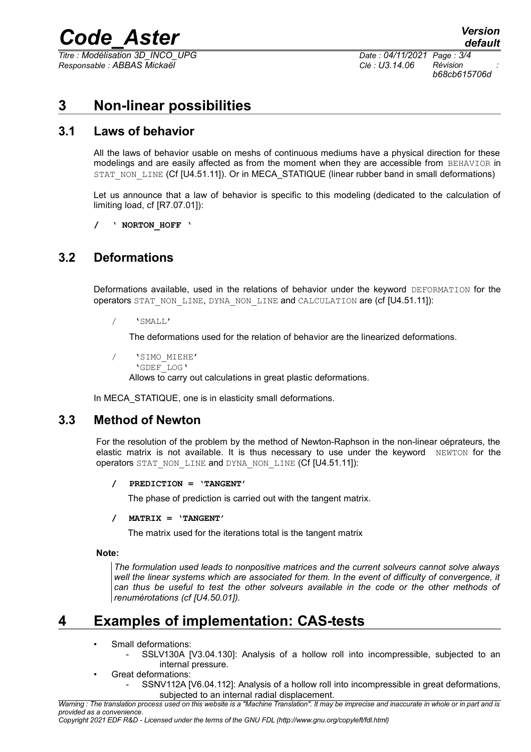# 3 Non-linear possibilities

## 3.1 Laws of behavior

All the laws of behavior usable on meshs of continuous mediums have a physical direction for these modelings and are easily affected as from the moment when they are accessible from BEHAVIOR in STAT_NON_LINE (Cf [U4.51.11]). Or in MECA_STATIQUE (linear rubber band in small deformations)

Let us announce that a law of behavior is specific to this modeling (dedicated to the calculation of limiting load, cf [R7.07.01]):

**/ ' NORTON_HOFF '**

## 3.2 Deformations

Deformations available, used in the relations of behavior under the keyword DEFORMATION for the operators STAT_NON_LINE, DYNA_NON_LINE and CALCULATION are (cf [U4.51.11]):

/ 'SMALL'

The deformations used for the relation of behavior are the linearized deformations.

/ 'SIMO_MIEHE'
'GDEF_LOG'

Allows to carry out calculations in great plastic deformations.

In MECA_STATIQUE, one is in elasticity small deformations.

## 3.3 Method of Newton

For the resolution of the problem by the method of Newton-Raphson in the non-linear oéprateurs, the elastic matrix is not available. It is thus necessary to use under the keyword NEWTON for the operators STAT_NON_LINE and DYNA_NON_LINE (Cf [U4.51.11]):

**/ PREDICTION = 'TANGENT'**

The phase of prediction is carried out with the tangent matrix.

**/ MATRIX = 'TANGENT'**

The matrix used for the iterations total is the tangent matrix

**Note:**

*The formulation used leads to nonpositive matrices and the current solveurs cannot solve always well the linear systems which are associated for them. In the event of difficulty of convergence, it can thus be useful to test the other solveurs available in the code or the other methods of renumérotations (cf [U4.50.01]).*

# 4 Examples of implementation: CAS-tests

- Small deformations:
  - SSLV130A [V3.04.130]: Analysis of a hollow roll into incompressible, subjected to an internal pressure.
- Great deformations:
  - SSNV112A [V6.04.112]: Analysis of a hollow roll into incompressible in great deformations, subjected to an internal radial displacement.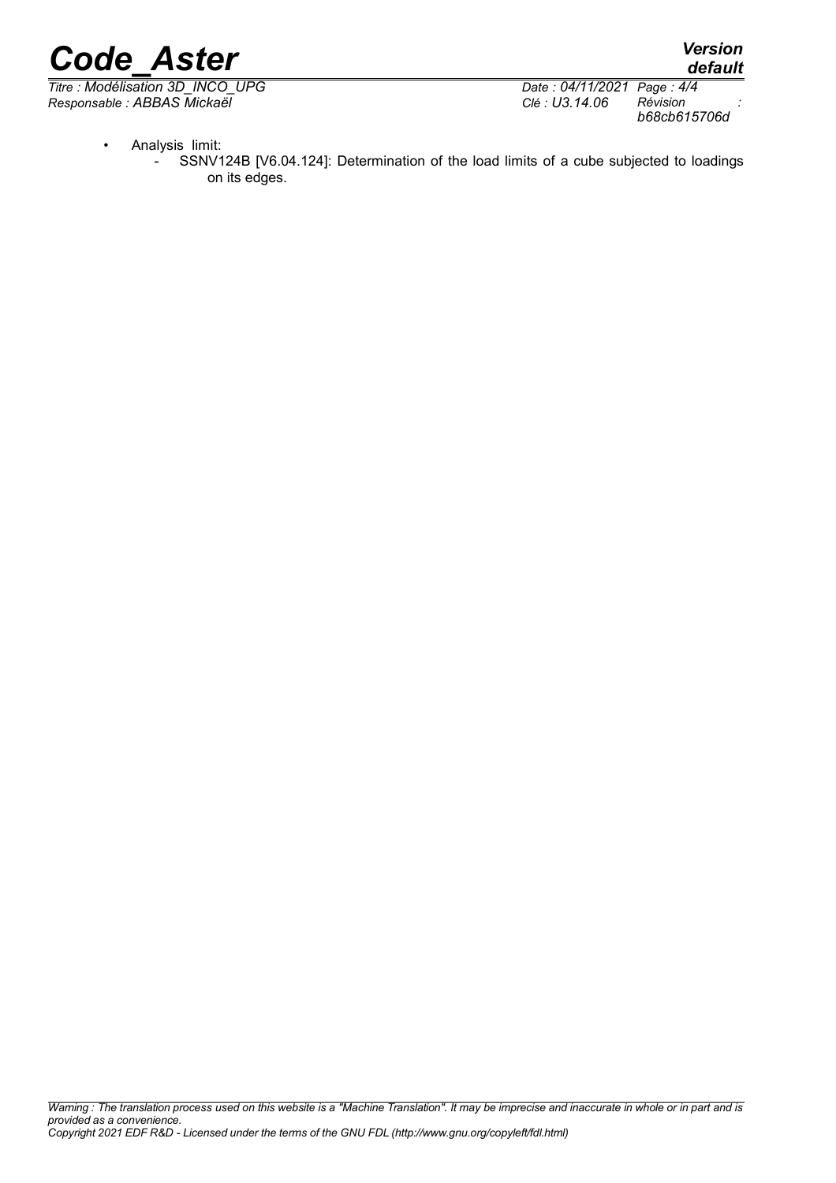- Analysis limit:
  - SSNV124B [V6.04.124]: Determination of the load limits of a cube subjected to loadings on its edges.